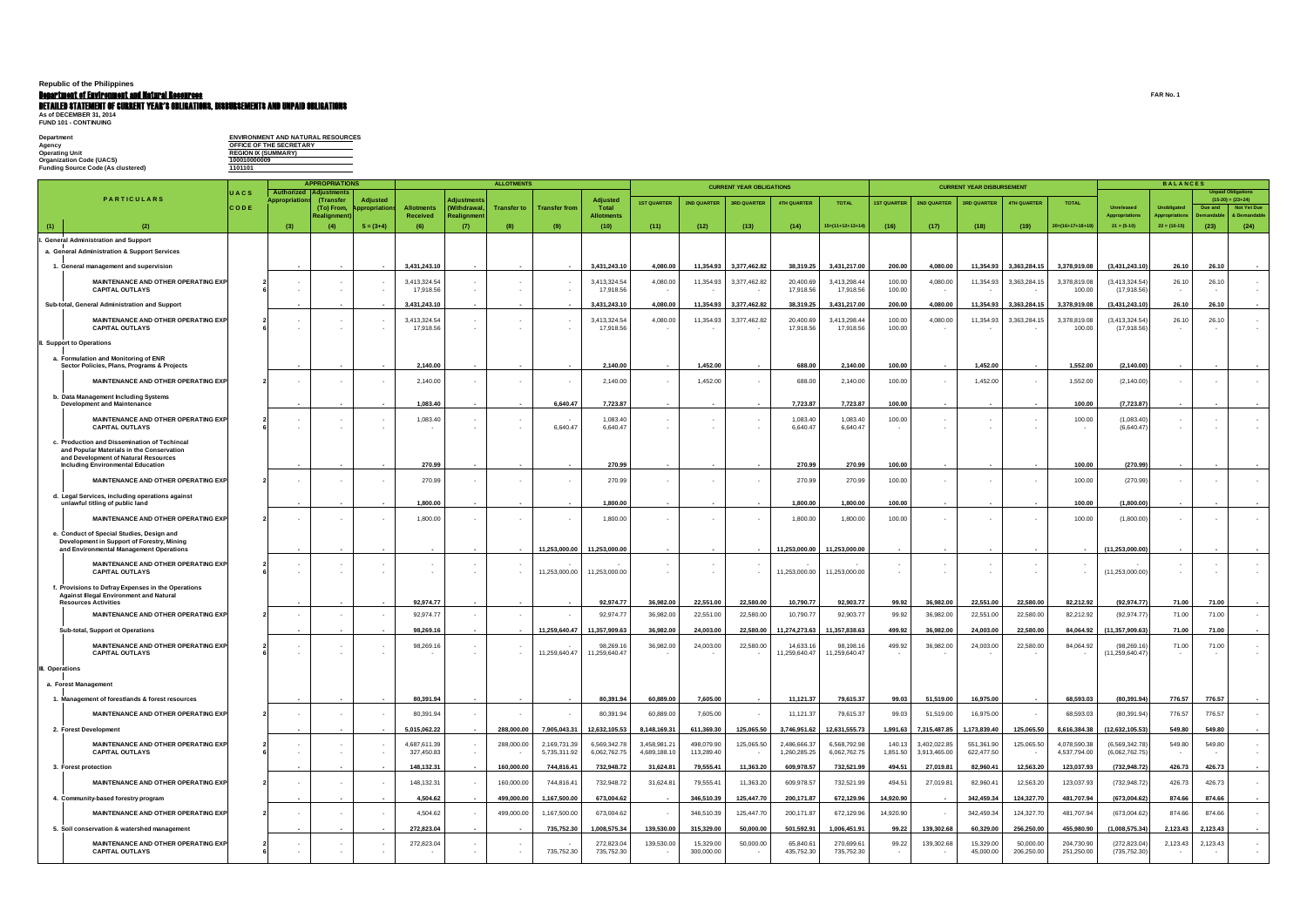Republic of the Philippines

**Department of Environment and Natural Resources**

**DETAILED STATEMENT OF CURRENT YEAR'S OBLIGATIONS, DISBURSEMENTS AND UNPAID OBLIGATIONS**

As of DECEMBER 31, 2014

FUND 101 - CONTINUING

FAR No. 1

| | |
|---|---|
| Department | ENVIRONMENT AND NATURAL RESOURCES |
| Agency | OFFICE OF THE SECRETARY |
| Operating Unit | REGION IX (SUMMARY) |
| Organization Code (UACS) | 100010000009 |
| Funding Source Code (As clustered) | 1101101 |

| PARTICULARS | UACS CODE | APPROPRIATIONS | | | ALLOTMENTS | | | | | CURRENT YEAR OBLIGATIONS | | | | | CURRENT YEAR DISBURSEMENT | | | | | BALANCES | | | |
|---|---|---|---|---|---|---|---|---|---|---|---|---|---|---|---|---|---|---|---|---|---|---|---|
| | | Authorized Appropriations | Adjustments (Transfer (To) From, Realignment) | Adjusted Appropriations | Allotments Received | Adjustments (Withdrawal, Realignment) | Transfer to | Transfer from | Adjusted Total Allotments | 1ST QUARTER | 2ND QUARTER | 3RD QUARTER | 4TH QUARTER | TOTAL | 1ST QUARTER | 2ND QUARTER | 3RD QUARTER | 4TH QUARTER | TOTAL | Unreleased Appropriations | Unobligated Appropriations | Unpaid Obligations (15-20) = (23+24) Due and Demandable | Not Yet Due & Demandable |
| (1) (2) | | (3) | (4) | 5 = (3+4) | (6) | (7) | (8) | (9) | (10) | (11) | (12) | (13) | (14) | 15=(11+12+13+14) | (16) | (17) | (18) | (19) | 20=(16+17+18+19) | 21 = (5-10) | 22 = (10-15) | (23) | (24) |
| **I. General Administration and Support** | | | | | | | | | | | | | | | | | | | | | | | |
| **a. General Administration & Support Services** | | | | | | | | | | | | | | | | | | | | | | | |
| **1. General management and supervision** | | - | - | - | 3,431,243.10 | - | - | - | 3,431,243.10 | 4,080.00 | 11,354.93 | 3,377,462.82 | 38,319.25 | 3,431,217.00 | 200.00 | 4,080.00 | 11,354.93 | 3,363,284.15 | 3,378,919.08 | (3,431,243.10) | 26.10 | 26.10 | - |
| MAINTENANCE AND OTHER OPERATING EXP | 2 | - | - | - | 3,413,324.54 | - | - | - | 3,413,324.54 | 4,080.00 | 11,354.93 | 3,377,462.82 | 20,400.69 | 3,413,298.44 | 100.00 | 4,080.00 | 11,354.93 | 3,363,284.15 | 3,378,819.08 | (3,413,324.54) | 26.10 | 26.10 | - |
| CAPITAL OUTLAYS | 6 | - | - | - | 17,918.56 | - | - | - | 17,918.56 | - | - | - | 17,918.56 | 17,918.56 | 100.00 | - | - | - | 100.00 | (17,918.56) | - | - | - |
| **Sub-total, General Administration and Support** | | - | - | - | 3,431,243.10 | - | - | - | 3,431,243.10 | 4,080.00 | 11,354.93 | 3,377,462.82 | 38,319.25 | 3,431,217.00 | 200.00 | 4,080.00 | 11,354.93 | 3,363,284.15 | 3,378,919.08 | (3,431,243.10) | 26.10 | 26.10 | - |
| MAINTENANCE AND OTHER OPERATING EXP | 2 | - | - | - | 3,413,324.54 | - | - | - | 3,413,324.54 | 4,080.00 | 11,354.93 | 3,377,462.82 | 20,400.69 | 3,413,298.44 | 100.00 | 4,080.00 | 11,354.93 | 3,363,284.15 | 3,378,819.08 | (3,413,324.54) | 26.10 | 26.10 | - |
| CAPITAL OUTLAYS | 6 | - | - | - | 17,918.56 | - | - | - | 17,918.56 | - | - | - | 17,918.56 | 17,918.56 | 100.00 | - | - | - | 100.00 | (17,918.56) | - | - | - |
| **II. Support to Operations** | | | | | | | | | | | | | | | | | | | | | | | |
| **a. Formulation and Monitoring of ENR Sector Policies, Plans, Programs & Projects** | | - | - | - | 2,140.00 | - | - | - | 2,140.00 | - | 1,452.00 | - | 688.00 | 2,140.00 | 100.00 | - | 1,452.00 | - | 1,552.00 | (2,140.00) | - | - | - |
| MAINTENANCE AND OTHER OPERATING EXP | 2 | - | - | - | 2,140.00 | - | - | - | 2,140.00 | - | 1,452.00 | - | 688.00 | 2,140.00 | 100.00 | - | 1,452.00 | - | 1,552.00 | (2,140.00) | - | - | - |
| **b. Data Management Including Systems Development and Maintenance** | | - | - | - | 1,083.40 | - | - | 6,640.47 | 7,723.87 | - | - | - | 7,723.87 | 7,723.87 | 100.00 | - | - | - | 100.00 | (7,723.87) | - | - | - |
| MAINTENANCE AND OTHER OPERATING EXP | 2 | - | - | - | 1,083.40 | - | - | - | 1,083.40 | - | - | - | 1,083.40 | 1,083.40 | 100.00 | - | - | - | 100.00 | (1,083.40) | - | - | - |
| CAPITAL OUTLAYS | 6 | - | - | - | - | - | - | 6,640.47 | 6,640.47 | - | - | - | 6,640.47 | 6,640.47 | - | - | - | - | - | (6,640.47) | - | - | - |
| **c. Production and Dissemination of Techincal and Popular Materials in the Conservation and Development of Natural Resources Including Environmental Education** | | - | - | - | 270.99 | - | - | - | 270.99 | - | - | - | 270.99 | 270.99 | 100.00 | - | - | - | 100.00 | (270.99) | - | - | - |
| MAINTENANCE AND OTHER OPERATING EXP | 2 | - | - | - | 270.99 | - | - | - | 270.99 | - | - | - | 270.99 | 270.99 | 100.00 | - | - | - | 100.00 | (270.99) | - | - | - |
| **d. Legal Services, including operations against unlawful titling of public land** | | - | - | - | 1,800.00 | - | - | - | 1,800.00 | - | - | - | 1,800.00 | 1,800.00 | 100.00 | - | - | - | 100.00 | (1,800.00) | - | - | - |
| MAINTENANCE AND OTHER OPERATING EXP | 2 | - | - | - | 1,800.00 | - | - | - | 1,800.00 | - | - | - | 1,800.00 | 1,800.00 | 100.00 | - | - | - | 100.00 | (1,800.00) | - | - | - |
| **e. Conduct of Special Studies, Design and Development in Support of Forestry, Mining and Environmental Management Operations** | | - | - | - | - | - | - | 11,253,000.00 | 11,253,000.00 | - | - | - | 11,253,000.00 | 11,253,000.00 | - | - | - | - | - | (11,253,000.00) | - | - | - |
| MAINTENANCE AND OTHER OPERATING EXP | 2 | - | - | - | - | - | - | - | - | - | - | - | - | - | - | - | - | - | - | - | - | - | - |
| CAPITAL OUTLAYS | 6 | - | - | - | - | - | - | 11,253,000.00 | 11,253,000.00 | - | - | - | 11,253,000.00 | 11,253,000.00 | - | - | - | - | - | (11,253,000.00) | - | - | - |
| **f. Provisions to Defray Expenses in the Operations Against Illegal Environment and Natural Resources Activities** | | - | - | - | 92,974.77 | - | - | - | 92,974.77 | 36,982.00 | 22,551.00 | 22,580.00 | 10,790.77 | 92,903.77 | 99.92 | 36,982.00 | 22,551.00 | 22,580.00 | 82,212.92 | (92,974.77) | 71.00 | 71.00 | - |
| MAINTENANCE AND OTHER OPERATING EXP | 2 | - | - | - | 92,974.77 | - | - | - | 92,974.77 | 36,982.00 | 22,551.00 | 22,580.00 | 10,790.77 | 92,903.77 | 99.92 | 36,982.00 | 22,551.00 | 22,580.00 | 82,212.92 | (92,974.77) | 71.00 | 71.00 | - |
| **Sub-total, Support ot Operations** | | - | - | - | 98,269.16 | - | - | 11,259,640.47 | 11,357,909.63 | 36,982.00 | 24,003.00 | 22,580.00 | 11,274,273.63 | 11,357,838.63 | 499.92 | 36,982.00 | 24,003.00 | 22,580.00 | 84,064.92 | (11,357,909.63) | 71.00 | 71.00 | - |
| MAINTENANCE AND OTHER OPERATING EXP | 2 | - | - | - | 98,269.16 | - | - | - | 98,269.16 | 36,982.00 | 24,003.00 | 22,580.00 | 14,633.16 | 98,198.16 | 499.92 | 36,982.00 | 24,003.00 | 22,580.00 | 84,064.92 | (98,269.16) | 71.00 | 71.00 | - |
| CAPITAL OUTLAYS | 6 | - | - | - | - | - | - | 11,259,640.47 | 11,259,640.47 | - | - | - | 11,259,640.47 | 11,259,640.47 | - | - | - | - | - | (11,259,640.47) | - | - | - |
| **III. Operations** | | | | | | | | | | | | | | | | | | | | | | | |
| **a. Forest Management** | | | | | | | | | | | | | | | | | | | | | | | |
| **1. Management of forestlands & forest resources** | | - | - | - | 80,391.94 | - | - | - | 80,391.94 | 60,889.00 | 7,605.00 | - | 11,121.37 | 79,615.37 | 99.03 | 51,519.00 | 16,975.00 | - | 68,593.03 | (80,391.94) | 776.57 | 776.57 | - |
| MAINTENANCE AND OTHER OPERATING EXP | 2 | - | - | - | 80,391.94 | - | - | - | 80,391.94 | 60,889.00 | 7,605.00 | - | 11,121.37 | 79,615.37 | 99.03 | 51,519.00 | 16,975.00 | - | 68,593.03 | (80,391.94) | 776.57 | 776.57 | - |
| **2. Forest Development** | | - | - | - | 5,015,062.22 | - | 288,000.00 | 7,905,043.31 | 12,632,105.53 | 8,148,169.31 | 611,369.30 | 125,065.50 | 3,746,951.62 | 12,631,555.73 | 1,991.63 | 7,315,487.85 | 1,173,839.40 | 125,065.50 | 8,616,384.38 | (12,632,105.53) | 549.80 | 549.80 | - |
| MAINTENANCE AND OTHER OPERATING EXP | 2 | - | - | - | 4,687,611.39 | - | 288,000.00 | 2,169,731.39 | 6,569,342.78 | 3,458,981.21 | 498,079.90 | 125,065.50 | 2,486,666.37 | 6,568,792.98 | 140.13 | 3,402,022.85 | 551,361.90 | 125,065.50 | 4,078,590.38 | (6,569,342.78) | 549.80 | 549.80 | - |
| CAPITAL OUTLAYS | 6 | - | - | - | 327,450.83 | - | - | 5,735,311.92 | 6,062,762.75 | 4,689,188.10 | 113,289.40 | - | 1,260,285.25 | 6,062,762.75 | 1,851.50 | 3,913,465.00 | 622,477.50 | - | 4,537,794.00 | (6,062,762.75) | - | - | - |
| **3. Forest protection** | | - | - | - | 148,132.31 | - | 160,000.00 | 744,816.41 | 732,948.72 | 31,624.81 | 79,555.41 | 11,363.20 | 609,978.57 | 732,521.99 | 494.51 | 27,019.81 | 82,960.41 | 12,563.20 | 123,037.93 | (732,948.72) | 426.73 | 426.73 | - |
| MAINTENANCE AND OTHER OPERATING EXP | 2 | - | - | - | 148,132.31 | - | 160,000.00 | 744,816.41 | 732,948.72 | 31,624.81 | 79,555.41 | 11,363.20 | 609,978.57 | 732,521.99 | 494.51 | 27,019.81 | 82,960.41 | 12,563.20 | 123,037.93 | (732,948.72) | 426.73 | 426.73 | - |
| **4. Community-based forestry program** | | - | - | - | 4,504.62 | - | 499,000.00 | 1,167,500.00 | 673,004.62 | - | 346,510.39 | 125,447.70 | 200,171.87 | 672,129.96 | 14,920.90 | - | 342,459.34 | 124,327.70 | 481,707.94 | (673,004.62) | 874.66 | 874.66 | - |
| MAINTENANCE AND OTHER OPERATING EXP | 2 | - | - | - | 4,504.62 | - | 499,000.00 | 1,167,500.00 | 673,004.62 | - | 346,510.39 | 125,447.70 | 200,171.87 | 672,129.96 | 14,920.90 | - | 342,459.34 | 124,327.70 | 481,707.94 | (673,004.62) | 874.66 | 874.66 | - |
| **5. Soil conservation & watershed management** | | - | - | - | 272,823.04 | - | - | 735,752.30 | 1,008,575.34 | 139,530.00 | 315,329.00 | 50,000.00 | 501,592.91 | 1,006,451.91 | 99.22 | 139,302.68 | 60,329.00 | 256,250.00 | 455,980.90 | (1,008,575.34) | 2,123.43 | 2,123.43 | - |
| MAINTENANCE AND OTHER OPERATING EXP | 2 | - | - | - | 272,823.04 | - | - | - | 272,823.04 | 139,530.00 | 15,329.00 | 50,000.00 | 65,840.61 | 270,699.61 | 99.22 | 139,302.68 | 15,329.00 | 50,000.00 | 204,730.90 | (272,823.04) | 2,123.43 | 2,123.43 | - |
| CAPITAL OUTLAYS | 6 | - | - | - | - | - | - | 735,752.30 | 735,752.30 | - | 300,000.00 | - | 435,752.30 | 735,752.30 | - | - | 45,000.00 | 206,250.00 | 251,250.00 | (735,752.30) | - | - | - |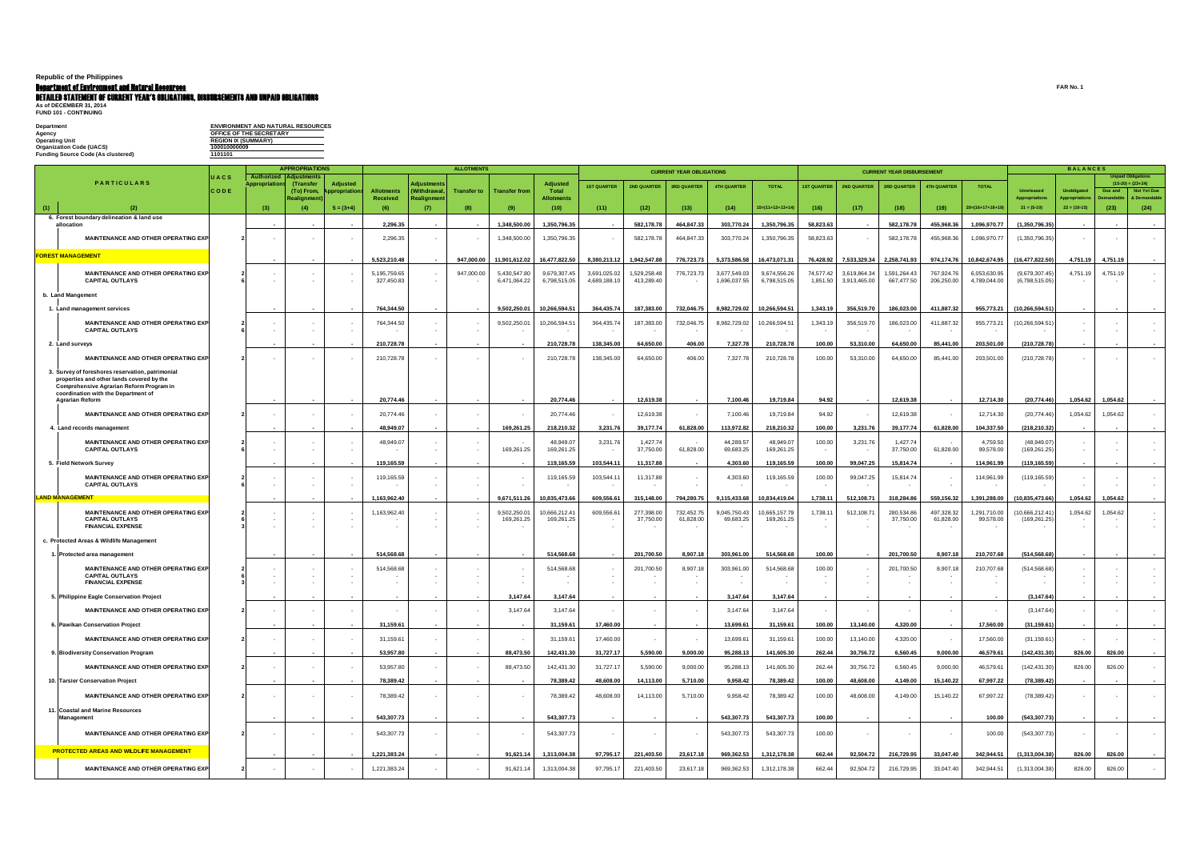Republic of the Philippines

**Department of Environment and Natural Resources**

**DETAILED STATEMENT OF CURRENT YEAR'S OBLIGATIONS, DISBURSEMENTS AND UNPAID OBLIGATIONS**

As of DECEMBER 31, 2014

FUND 101 - CONTINUING

FAR No. 1

Department: ENVIRONMENT AND NATURAL RESOURCES
Agency: OFFICE OF THE SECRETARY
Operating Unit: REGION IX (SUMMARY)
Organization Code (UACS): 100010000009
Funding Source Code (As clustered): 1101101

| PARTICULARS | UACS CODE | APPROPRIATIONS: Authorized Appropriations | Adjustments (Transfer (To) From, Realignment) | Adjusted Appropriations | ALLOTMENTS: Allotments Received | Adjustments (Withdrawal, Realignment) | Transfer to | Transfer from | Adjusted Total Allotments | CURRENT YEAR OBLIGATIONS: 1ST QUARTER | 2ND QUARTER | 3RD QUARTER | 4TH QUARTER | TOTAL | CURRENT YEAR DISBURSEMENT: 1ST QUARTER | 2ND QUARTER | 3RD QUARTER | 4TH QUARTER | TOTAL | BALANCES: Unreleased Appropriations | Unobligated Appropriations | Unpaid Obligations (15-20) = (23+24): Due and Demandable | Not Yet Due & Demandable |
|---|---|---|---|---|---|---|---|---|---|---|---|---|---|---|---|---|---|---|---|---|---|---|---|
| (1) (2) | | (3) | (4) | 5 = (3+4) | (6) | (7) | (8) | (9) | (10) | (11) | (12) | (13) | (14) | 15=(11+12+13+14) | (16) | (17) | (18) | (19) | 20=(16+17+18+19) | 21 = (5-10) | 22 = (10-15) | (23) | (24) |
| 6. Forest boundary delineation & land use allocation | | - | - | - | 2,296.35 | - | - | 1,348,500.00 | 1,350,796.35 | - | 582,178.78 | 464,847.33 | 303,770.24 | 1,350,796.35 | 58,823.63 | - | 582,178.78 | 455,968.36 | 1,096,970.77 | (1,350,796.35) | - | - | - |
| MAINTENANCE AND OTHER OPERATING EXP | 2 | - | - | - | 2,296.35 | - | - | 1,348,500.00 | 1,350,796.35 | - | 582,178.78 | 464,847.33 | 303,770.24 | 1,350,796.35 | 58,823.63 | - | 582,178.78 | 455,968.36 | 1,096,970.77 | (1,350,796.35) | - | - | - |
| **FOREST MANAGEMENT** | | - | - | - | 5,523,210.48 | - | 947,000.00 | 11,901,612.02 | 16,477,822.50 | 8,380,213.12 | 1,942,547.88 | 776,723.73 | 5,373,586.58 | 16,473,071.31 | 76,428.92 | 7,533,329.34 | 2,258,741.93 | 974,174.76 | 10,842,674.95 | (16,477,822.50) | 4,751.19 | 4,751.19 | - |
| MAINTENANCE AND OTHER OPERATING EXP | 2 | - | - | - | 5,195,759.65 | - | 947,000.00 | 5,430,547.80 | 9,679,307.45 | 3,691,025.02 | 1,529,258.48 | 776,723.73 | 3,677,549.03 | 9,674,556.26 | 74,577.42 | 3,619,864.34 | 1,591,264.43 | 767,924.76 | 6,053,630.95 | (9,679,307.45) | 4,751.19 | 4,751.19 | - |
| CAPITAL OUTLAYS | 6 | - | - | - | 327,450.83 | - | - | 6,471,064.22 | 6,798,515.05 | 4,689,188.10 | 413,289.40 | - | 1,696,037.55 | 6,798,515.05 | 1,851.50 | 3,913,465.00 | 667,477.50 | 206,250.00 | 4,789,044.00 | (6,798,515.05) | - | - | - |
| b. Land Mangement | | | | | | | | | | | | | | | | | | | | | | | |
| 1. Land management services | | - | - | - | 764,344.50 | - | - | 9,502,250.01 | 10,266,594.51 | 364,435.74 | 187,383.00 | 732,046.75 | 8,982,729.02 | 10,266,594.51 | 1,343.19 | 356,519.70 | 186,023.00 | 411,887.32 | 955,773.21 | (10,266,594.51) | - | - | - |
| MAINTENANCE AND OTHER OPERATING EXP | 2 | - | - | - | 764,344.50 | - | - | 9,502,250.01 | 10,266,594.51 | 364,435.74 | 187,383.00 | 732,046.75 | 8,982,729.02 | 10,266,594.51 | 1,343.19 | 356,519.70 | 186,023.00 | 411,887.32 | 955,773.21 | (10,266,594.51) | - | - | - |
| CAPITAL OUTLAYS | 6 | - | - | - | - | - | - | - | - | - | - | - | - | - | - | - | - | - | - | - | - | - | - |
| 2. Land surveys | | - | - | - | 210,728.78 | - | - | - | 210,728.78 | 138,345.00 | 64,650.00 | 406.00 | 7,327.78 | 210,728.78 | 100.00 | 53,310.00 | 64,650.00 | 85,441.00 | 203,501.00 | (210,728.78) | - | - | - |
| MAINTENANCE AND OTHER OPERATING EXP | 2 | - | - | - | 210,728.78 | - | - | - | 210,728.78 | 138,345.00 | 64,650.00 | 406.00 | 7,327.78 | 210,728.78 | 100.00 | 53,310.00 | 64,650.00 | 85,441.00 | 203,501.00 | (210,728.78) | - | - | - |
| 3. Survey of foreshores reservation, patrimonial properties and other lands covered by the Comprehensive Agrarian Reform Program in coordination with the Department of Agrarian Reform | | - | - | - | 20,774.46 | - | - | - | 20,774.46 | - | 12,619.38 | - | 7,100.46 | 19,719.84 | 94.92 | - | 12,619.38 | - | 12,714.30 | (20,774.46) | 1,054.62 | 1,054.62 | - |
| MAINTENANCE AND OTHER OPERATING EXP | 2 | - | - | - | 20,774.46 | - | - | - | 20,774.46 | - | 12,619.38 | - | 7,100.46 | 19,719.84 | 94.92 | - | 12,619.38 | - | 12,714.30 | (20,774.46) | 1,054.62 | 1,054.62 | - |
| 4. Land records management | | - | - | - | 48,949.07 | - | - | 169,261.25 | 218,210.32 | 3,231.76 | 39,177.74 | 61,828.00 | 113,972.82 | 218,210.32 | 100.00 | 3,231.76 | 39,177.74 | 61,828.00 | 104,337.50 | (218,210.32) | - | - | - |
| MAINTENANCE AND OTHER OPERATING EXP | 2 | - | - | - | 48,949.07 | - | - | - | 48,949.07 | 3,231.76 | 1,427.74 | - | 44,289.57 | 48,949.07 | 100.00 | 3,231.76 | 1,427.74 | - | 4,759.50 | (48,949.07) | - | - | - |
| CAPITAL OUTLAYS | 6 | - | - | - | - | - | - | 169,261.25 | 169,261.25 | - | 37,750.00 | 61,828.00 | 69,683.25 | 169,261.25 | - | - | 37,750.00 | 61,828.00 | 99,578.00 | (169,261.25) | - | - | - |
| 5. Field Network Survey | | - | - | - | 119,165.59 | - | - | - | 119,165.59 | 103,544.11 | 11,317.88 | - | 4,303.60 | 119,165.59 | 100.00 | 99,047.25 | 15,814.74 | - | 114,961.99 | (119,165.59) | - | - | - |
| MAINTENANCE AND OTHER OPERATING EXP | 2 | - | - | - | 119,165.59 | - | - | - | 119,165.59 | 103,544.11 | 11,317.88 | - | 4,303.60 | 119,165.59 | 100.00 | 99,047.25 | 15,814.74 | - | 114,961.99 | (119,165.59) | - | - | - |
| CAPITAL OUTLAYS | 6 | - | - | - | - | - | - | - | - | - | - | - | - | - | - | - | - | - | - | - | - | - | - |
| **LAND MANAGEMENT** | | - | - | - | 1,163,962.40 | - | - | 9,671,511.26 | 10,835,473.66 | 609,556.61 | 315,148.00 | 794,280.75 | 9,115,433.68 | 10,834,419.04 | 1,738.11 | 512,108.71 | 318,284.86 | 559,156.32 | 1,391,288.00 | (10,835,473.66) | 1,054.62 | 1,054.62 | - |
| MAINTENANCE AND OTHER OPERATING EXP | 2 | - | - | - | 1,163,962.40 | - | - | 9,502,250.01 | 10,666,212.41 | 609,556.61 | 277,398.00 | 732,452.75 | 9,045,750.43 | 10,665,157.79 | 1,738.11 | 512,108.71 | 280,534.86 | 497,328.32 | 1,291,710.00 | (10,666,212.41) | 1,054.62 | 1,054.62 | - |
| CAPITAL OUTLAYS | 6 | - | - | - | - | - | - | 169,261.25 | 169,261.25 | - | 37,750.00 | 61,828.00 | 69,683.25 | 169,261.25 | - | - | 37,750.00 | 61,828.00 | 99,578.00 | (169,261.25) | - | - | - |
| FINANCIAL EXPENSE | 3 | - | - | - | - | - | - | - | - | - | - | - | - | - | - | - | - | - | - | - | - | - | - |
| c. Protected Areas & Wildlife Management | | | | | | | | | | | | | | | | | | | | | | | |
| 1. Protected area management | | - | - | - | 514,568.68 | - | - | - | 514,568.68 | - | 201,700.50 | 8,907.18 | 303,961.00 | 514,568.68 | 100.00 | - | 201,700.50 | 8,907.18 | 210,707.68 | (514,568.68) | - | - | - |
| MAINTENANCE AND OTHER OPERATING EXP | 2 | - | - | - | 514,568.68 | - | - | - | 514,568.68 | - | 201,700.50 | 8,907.18 | 303,961.00 | 514,568.68 | 100.00 | - | 201,700.50 | 8,907.18 | 210,707.68 | (514,568.68) | - | - | - |
| CAPITAL OUTLAYS | 6 | - | - | - | - | - | - | - | - | - | - | - | - | - | - | - | - | - | - | - | - | - | - |
| FINANCIAL EXPENSE | 3 | - | - | - | - | - | - | - | - | - | - | - | - | - | - | - | - | - | - | - | - | - | - |
| 5. Philippine Eagle Conservation Project | | - | - | - | - | - | - | 3,147.64 | 3,147.64 | - | - | - | 3,147.64 | 3,147.64 | - | - | - | - | - | (3,147.64) | - | - | - |
| MAINTENANCE AND OTHER OPERATING EXP | 2 | - | - | - | - | - | - | 3,147.64 | 3,147.64 | - | - | - | 3,147.64 | 3,147.64 | - | - | - | - | - | (3,147.64) | - | - | - |
| 6. Pawikan Conservation Project | | - | - | - | 31,159.61 | - | - | - | 31,159.61 | 17,460.00 | - | - | 13,699.61 | 31,159.61 | 100.00 | 13,140.00 | 4,320.00 | - | 17,560.00 | (31,159.61) | - | - | - |
| MAINTENANCE AND OTHER OPERATING EXP | 2 | - | - | - | 31,159.61 | - | - | - | 31,159.61 | 17,460.00 | - | - | 13,699.61 | 31,159.61 | 100.00 | 13,140.00 | 4,320.00 | - | 17,560.00 | (31,159.61) | - | - | - |
| 9. Biodiversity Conservation Program | | - | - | - | 53,957.80 | - | - | 88,473.50 | 142,431.30 | 31,727.17 | 5,590.00 | 9,000.00 | 95,288.13 | 141,605.30 | 262.44 | 30,756.72 | 6,560.45 | 9,000.00 | 46,579.61 | (142,431.30) | 826.00 | 826.00 | - |
| MAINTENANCE AND OTHER OPERATING EXP | 2 | - | - | - | 53,957.80 | - | - | 88,473.50 | 142,431.30 | 31,727.17 | 5,590.00 | 9,000.00 | 95,288.13 | 141,605.30 | 262.44 | 30,756.72 | 6,560.45 | 9,000.00 | 46,579.61 | (142,431.30) | 826.00 | 826.00 | - |
| 10. Tarsier Conservation Project | | - | - | - | 78,389.42 | - | - | - | 78,389.42 | 48,608.00 | 14,113.00 | 5,710.00 | 9,958.42 | 78,389.42 | 100.00 | 48,608.00 | 4,149.00 | 15,140.22 | 67,997.22 | (78,389.42) | - | - | - |
| MAINTENANCE AND OTHER OPERATING EXP | 2 | - | - | - | 78,389.42 | - | - | - | 78,389.42 | 48,608.00 | 14,113.00 | 5,710.00 | 9,958.42 | 78,389.42 | 100.00 | 48,608.00 | 4,149.00 | 15,140.22 | 67,997.22 | (78,389.42) | - | - | - |
| 11. Coastal and Marine Resources Management | | - | - | - | 543,307.73 | - | - | - | 543,307.73 | - | - | - | 543,307.73 | 543,307.73 | 100.00 | - | - | - | 100.00 | (543,307.73) | - | - | - |
| MAINTENANCE AND OTHER OPERATING EXP | 2 | - | - | - | 543,307.73 | - | - | - | 543,307.73 | - | - | - | 543,307.73 | 543,307.73 | 100.00 | - | - | - | 100.00 | (543,307.73) | - | - | - |
| **PROTECTED AREAS AND WILDLIFE MANAGEMENT** | | - | - | - | 1,221,383.24 | - | - | 91,621.14 | 1,313,004.38 | 97,795.17 | 221,403.50 | 23,617.18 | 969,362.53 | 1,312,178.38 | 662.44 | 92,504.72 | 216,729.95 | 33,047.40 | 342,944.51 | (1,313,004.38) | 826.00 | 826.00 | - |
| MAINTENANCE AND OTHER OPERATING EXP | 2 | - | - | - | 1,221,383.24 | - | - | 91,621.14 | 1,313,004.38 | 97,795.17 | 221,403.50 | 23,617.18 | 969,362.53 | 1,312,178.38 | 662.44 | 92,504.72 | 216,729.95 | 33,047.40 | 342,944.51 | (1,313,004.38) | 826.00 | 826.00 | - |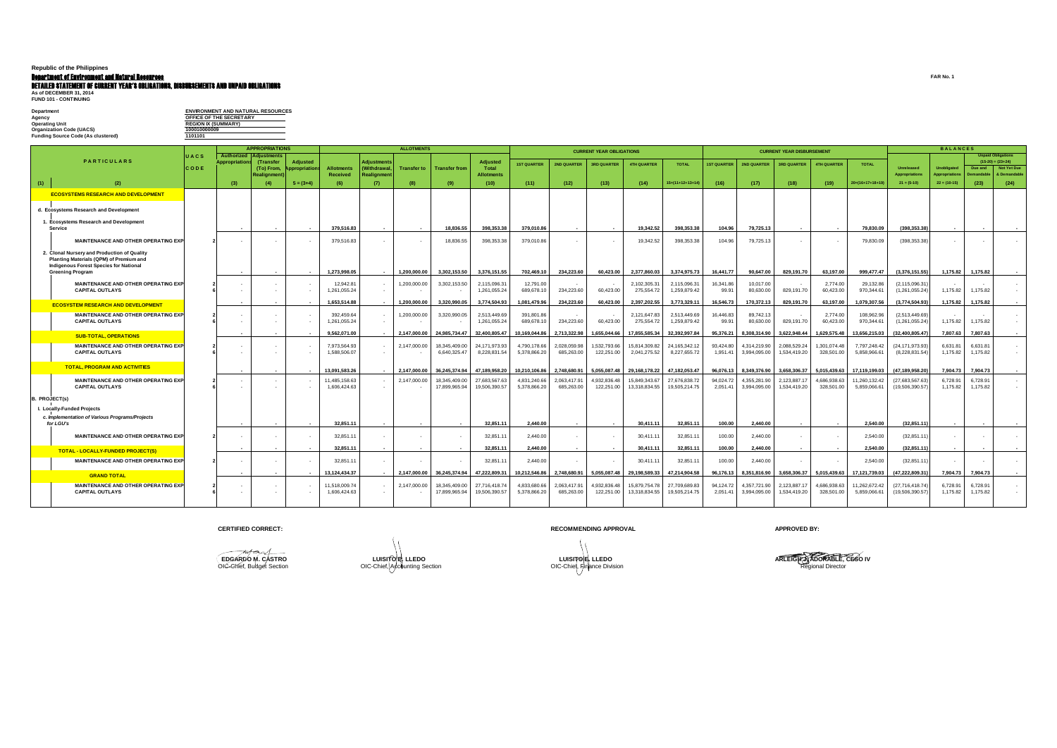Republic of the Philippines

**Department of Environment and Natural Resources**

**DETAILED STATEMENT OF CURRENT YEAR'S OBLIGATIONS, DISBURSEMENTS AND UNPAID OBLIGATIONS**

As of DECEMBER 31, 2014

FUND 101 - CONTINUING

FAR No. 1

| | |
|---|---|
| Department | ENVIRONMENT AND NATURAL RESOURCES |
| Agency | OFFICE OF THE SECRETARY |
| Operating Unit | REGION IX (SUMMARY) |
| Organization Code (UACS) | 100010000009 |
| Funding Source Code (As clustered) | 1101101 |

| PARTICULARS | UACS CODE | APPROPRIATIONS: Authorized Appropriations | Adjustments (Transfer (To) From, Realignment) | Adjusted Appropriations | ALLOTMENTS: Allotments Received | Adjustments (Withdrawal, Realignment) | Transfer to | Transfer from | Adjusted Total Allotments | CURRENT YEAR OBLIGATIONS: 1ST QUARTER | 2ND QUARTER | 3RD QUARTER | 4TH QUARTER | TOTAL | CURRENT YEAR DISBURSEMENT: 1ST QUARTER | 2ND QUARTER | 3RD QUARTER | 4TH QUARTER | TOTAL | BALANCES: Unreleased Appropriations | Unobligated Appropriations | Unpaid Obligations (15-20) = (23+24): Due and Demandable | Not Yet Due & Demandable |
|---|---|---|---|---|---|---|---|---|---|---|---|---|---|---|---|---|---|---|---|---|---|---|---|
| (1) (2) | | (3) | (4) | 5 = (3+4) | (6) | (7) | (8) | (9) | (10) | (11) | (12) | (13) | (14) | 15=(11+12+13+14) | (16) | (17) | (18) | (19) | 20=(16+17+18+19) | 21 = (5-10) | 22 = (10-15) | (23) | (24) |
| **ECOSYSTEMS RESEARCH AND DEVELOPMENT** | | | | | | | | | | | | | | | | | | | | | | | |
| d. Ecosystems Research and Development | | | | | | | | | | | | | | | | | | | | | | | |
| 1. Ecosystems Research and Development Service | | - | - | - | 379,516.83 | - | - | 18,836.55 | 398,353.38 | 379,010.86 | - | - | 19,342.52 | 398,353.38 | 104.96 | 79,725.13 | - | - | 79,830.09 | (398,353.38) | - | - | - |
| MAINTENANCE AND OTHER OPERATING EXP | 2 | - | - | - | 379,516.83 | - | - | 18,836.55 | 398,353.38 | 379,010.86 | - | - | 19,342.52 | 398,353.38 | 104.96 | 79,725.13 | - | - | 79,830.09 | (398,353.38) | - | - | - |
| 2. Clonal Nursery and Production of Quality Planting Materials (QPM) of Premium and Indigenous Forest Species for National Greening Program | | - | - | - | 1,273,998.05 | - | 1,200,000.00 | 3,302,153.50 | 3,376,151.55 | 702,469.10 | 234,223.60 | 60,423.00 | 2,377,860.03 | 3,374,975.73 | 16,441.77 | 90,647.00 | 829,191.70 | 63,197.00 | 999,477.47 | (3,376,151.55) | 1,175.82 | 1,175.82 | - |
| MAINTENANCE AND OTHER OPERATING EXP | 2 | - | - | - | 12,942.81 | - | 1,200,000.00 | 3,302,153.50 | 2,115,096.31 | 12,791.00 | - | - | 2,102,305.31 | 2,115,096.31 | 16,341.86 | 10,017.00 | - | 2,774.00 | 29,132.86 | (2,115,096.31) | - | - | - |
| CAPITAL OUTLAYS | 6 | - | - | - | 1,261,055.24 | - | - | - | 1,261,055.24 | 689,678.10 | 234,223.60 | 60,423.00 | 275,554.72 | 1,259,879.42 | 99.91 | 80,630.00 | 829,191.70 | 60,423.00 | 970,344.61 | (1,261,055.24) | 1,175.82 | 1,175.82 | - |
| **ECOSYSTEM RESEARCH AND DEVELOPMENT** | | - | - | - | 1,653,514.88 | - | 1,200,000.00 | 3,320,990.05 | 3,774,504.93 | 1,081,479.96 | 234,223.60 | 60,423.00 | 2,397,202.55 | 3,773,329.11 | 16,546.73 | 170,372.13 | 829,191.70 | 63,197.00 | 1,079,307.56 | (3,774,504.93) | 1,175.82 | 1,175.82 | - |
| MAINTENANCE AND OTHER OPERATING EXP | 2 | - | - | - | 392,459.64 | - | 1,200,000.00 | 3,320,990.05 | 2,513,449.69 | 391,801.86 | - | - | 2,121,647.83 | 2,513,449.69 | 16,446.83 | 89,742.13 | - | 2,774.00 | 108,962.96 | (2,513,449.69) | - | - | - |
| CAPITAL OUTLAYS | 6 | - | - | - | 1,261,055.24 | - | - | - | 1,261,055.24 | 689,678.10 | 234,223.60 | 60,423.00 | 275,554.72 | 1,259,879.42 | 99.91 | 80,630.00 | 829,191.70 | 60,423.00 | 970,344.61 | (1,261,055.24) | 1,175.82 | 1,175.82 | - |
| **SUB-TOTAL, OPERATIONS** | | - | - | - | 9,562,071.00 | - | 2,147,000.00 | 24,985,734.47 | 32,400,805.47 | 10,169,044.86 | 2,713,322.98 | 1,655,044.66 | 17,855,585.34 | 32,392,997.84 | 95,376.21 | 8,308,314.90 | 3,622,948.44 | 1,629,575.48 | 13,656,215.03 | (32,400,805.47) | 7,807.63 | 7,807.63 | - |
| MAINTENANCE AND OTHER OPERATING EXP | 2 | - | - | - | 7,973,564.93 | - | 2,147,000.00 | 18,345,409.00 | 24,171,973.93 | 4,790,178.66 | 2,028,059.98 | 1,532,793.66 | 15,814,309.82 | 24,165,342.12 | 93,424.80 | 4,314,219.90 | 2,088,529.24 | 1,301,074.48 | 7,797,248.42 | (24,171,973.93) | 6,631.81 | 6,631.81 | - |
| CAPITAL OUTLAYS | 6 | - | - | - | 1,588,506.07 | - | - | 6,640,325.47 | 8,228,831.54 | 5,378,866.20 | 685,263.00 | 122,251.00 | 2,041,275.52 | 8,227,655.72 | 1,951.41 | 3,994,095.00 | 1,534,419.20 | 328,501.00 | 5,858,966.61 | (8,228,831.54) | 1,175.82 | 1,175.82 | - |
| **TOTAL, PROGRAM AND ACTIVITIES** | | - | - | - | 13,091,583.26 | - | 2,147,000.00 | 36,245,374.94 | 47,189,958.20 | 10,210,106.86 | 2,748,680.91 | 5,055,087.48 | 29,168,178.22 | 47,182,053.47 | 96,076.13 | 8,349,376.90 | 3,658,306.37 | 5,015,439.63 | 17,119,199.03 | (47,189,958.20) | 7,904.73 | 7,904.73 | - |
| MAINTENANCE AND OTHER OPERATING EXP | 2 | - | - | - | 11,485,158.63 | - | 2,147,000.00 | 18,345,409.00 | 27,683,567.63 | 4,831,240.66 | 2,063,417.91 | 4,932,836.48 | 15,849,343.67 | 27,676,838.72 | 94,024.72 | 4,355,281.90 | 2,123,887.17 | 4,686,938.63 | 11,260,132.42 | (27,683,567.63) | 6,728.91 | 6,728.91 | - |
| CAPITAL OUTLAYS | 6 | - | - | - | 1,606,424.63 | - | - | 17,899,965.94 | 19,506,390.57 | 5,378,866.20 | 685,263.00 | 122,251.00 | 13,318,834.55 | 19,505,214.75 | 2,051.41 | 3,994,095.00 | 1,534,419.20 | 328,501.00 | 5,859,066.61 | (19,506,390.57) | 1,175.82 | 1,175.82 | - |
| B. PROJECT(s) | | | | | | | | | | | | | | | | | | | | | | | |
| I. Locally-Funded Projects | | | | | | | | | | | | | | | | | | | | | | | |
| c. Implementation of Various Programs/Projects for LGU's | | - | - | - | 32,851.11 | - | - | - | 32,851.11 | 2,440.00 | - | - | 30,411.11 | 32,851.11 | 100.00 | 2,440.00 | - | - | 2,540.00 | (32,851.11) | - | - | - |
| MAINTENANCE AND OTHER OPERATING EXP | 2 | - | - | - | 32,851.11 | - | - | - | 32,851.11 | 2,440.00 | - | - | 30,411.11 | 32,851.11 | 100.00 | 2,440.00 | - | - | 2,540.00 | (32,851.11) | - | - | - |
| **TOTAL - LOCALLY-FUNDED PROJECT(S)** | | - | - | - | 32,851.11 | - | - | - | 32,851.11 | 2,440.00 | - | - | 30,411.11 | 32,851.11 | 100.00 | 2,440.00 | - | - | 2,540.00 | (32,851.11) | - | - | - |
| MAINTENANCE AND OTHER OPERATING EXP | 2 | - | - | - | 32,851.11 | - | - | - | 32,851.11 | 2,440.00 | - | - | 30,411.11 | 32,851.11 | 100.00 | 2,440.00 | - | - | 2,540.00 | (32,851.11) | - | - | - |
| **GRAND TOTAL** | | - | - | - | 13,124,434.37 | - | 2,147,000.00 | 36,245,374.94 | 47,222,809.31 | 10,212,546.86 | 2,748,680.91 | 5,055,087.48 | 29,198,589.33 | 47,214,904.58 | 96,176.13 | 8,351,816.90 | 3,658,306.37 | 5,015,439.63 | 17,121,739.03 | (47,222,809.31) | 7,904.73 | 7,904.73 | - |
| MAINTENANCE AND OTHER OPERATING EXP | 2 | - | - | - | 11,518,009.74 | - | 2,147,000.00 | 18,345,409.00 | 27,716,418.74 | 4,833,680.66 | 2,063,417.91 | 4,932,836.48 | 15,879,754.78 | 27,709,689.83 | 94,124.72 | 4,357,721.90 | 2,123,887.17 | 4,686,938.63 | 11,262,672.42 | (27,716,418.74) | 6,728.91 | 6,728.91 | - |
| CAPITAL OUTLAYS | 6 | - | - | - | 1,606,424.63 | - | - | 17,899,965.94 | 19,506,390.57 | 5,378,866.20 | 685,263.00 | 122,251.00 | 13,318,834.55 | 19,505,214.75 | 2,051.41 | 3,994,095.00 | 1,534,419.20 | 328,501.00 | 5,859,066.61 | (19,506,390.57) | 1,175.82 | 1,175.82 | - |

**CERTIFIED CORRECT:**

**EDGARDO M. CASTRO**
OIC-Chief, Budget Section

**LUISITO E. LLEDO**
OIC-Chief, Accounting Section

**RECOMMENDING APPROVAL**

**LUISITO E. LLEDO**
OIC-Chief, Finance Division

**APPROVED BY:**

**ARLEIGH J. ADORABLE, CESO IV**
Regional Director